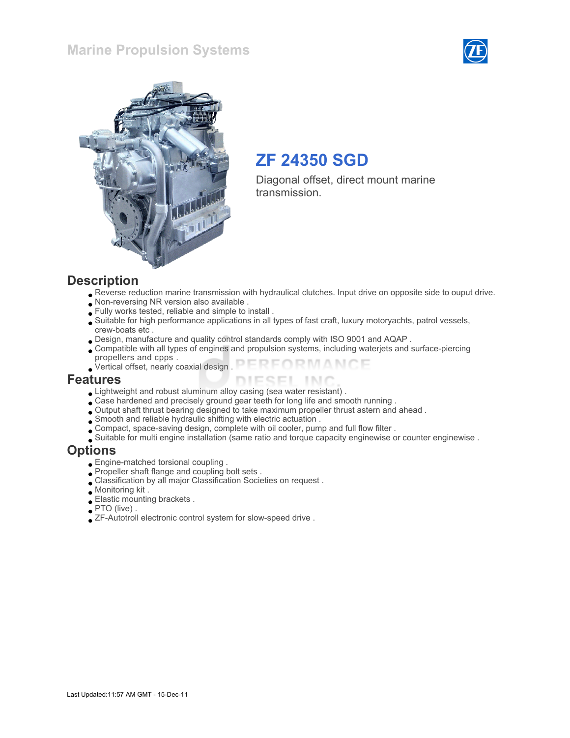# Marine Propulsion Systems

## ZF 24350 SGD

Diagonal offset, direct mount marine transmission.

## Description

- Reverse reduction marine transmission with hydraulical clutches. Input drive on opposite side to ouput drive.
- Non-reversing NR version also available .
- Fully works tested, reliable and simple to install .
- Suitable for high performance applications in all types of fast craft, luxury motoryachts, patrol vessels, crew-boats etc .
- Design, manufacture and quality control standards comply with ISO 9001 and AQAP .
- Compatible with all types of engines and propulsion systems, including waterjets and surface-piercing propellers and cpps .
- Vertical offset, nearly coaxial design .

## Features

- Lightweight and robust aluminum alloy casing (sea water resistant) .
- Case hardened and precisely ground gear teeth for long life and smooth running .
- Output shaft thrust bearing designed to take maximum propeller thrust astern and ahead .
- Smooth and reliable hydraulic shifting with electric actuation .
- Compact, space-saving design, complete with oil cooler, pump and full flow filter .
- Suitable for multi engine installation (same ratio and torque capacity enginewise or counter enginewise .

## Options

- Engine-matched torsional coupling .
- Propeller shaft flange and coupling bolt sets .
- Classification by all major Classification Societies on request .
- Monitoring kit .
- Elastic mounting brackets .
- PTO (live) .
- ZF-Autotroll electronic control system for slow-speed drive .

Last Updated:11:57 AM GMT - 15-Dec-11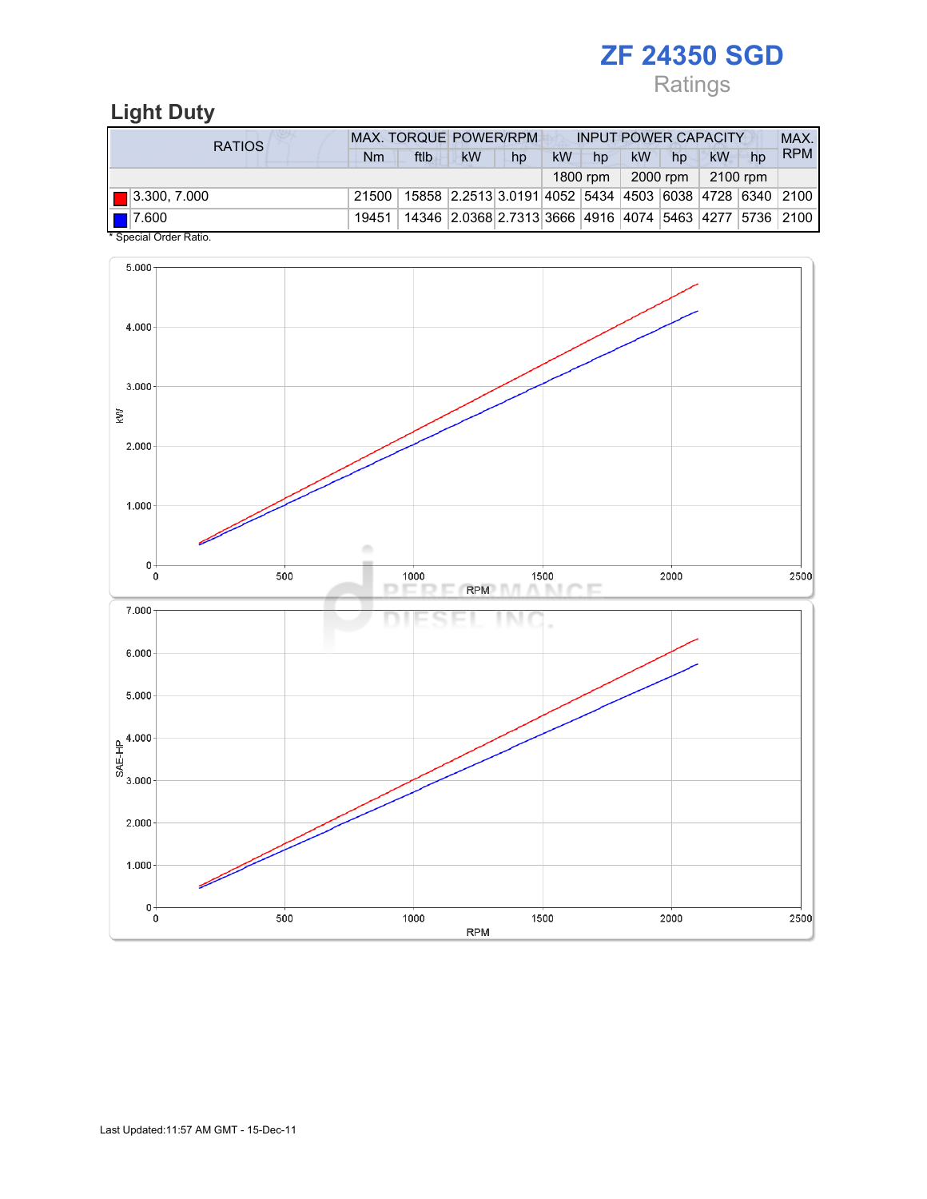# ZF 24350 SGD

Ratings

## Light Duty

| RATIOS | MAX. TORQUE | | POWER/RPM | | INPUT POWER CAPACITY | | | | | | MAX. RPM |
|---|---|---|---|---|---|---|---|---|---|---|---|
| | Nm | ftlb | kW | hp | kW | hp | kW | hp | kW | hp | |
| | | | | | 1800 rpm | | 2000 rpm | | 2100 rpm | | |
| 3.300, 7.000 | 21500 | 15858 | 2.2513 | 3.0191 | 4052 | 5434 | 4503 | 6038 | 4728 | 6340 | 2100 |
| 7.600 | 19451 | 14346 | 2.0368 | 2.7313 | 3666 | 4916 | 4074 | 5463 | 4277 | 5736 | 2100 |

\* Special Order Ratio.

Last Updated:11:57 AM GMT - 15-Dec-11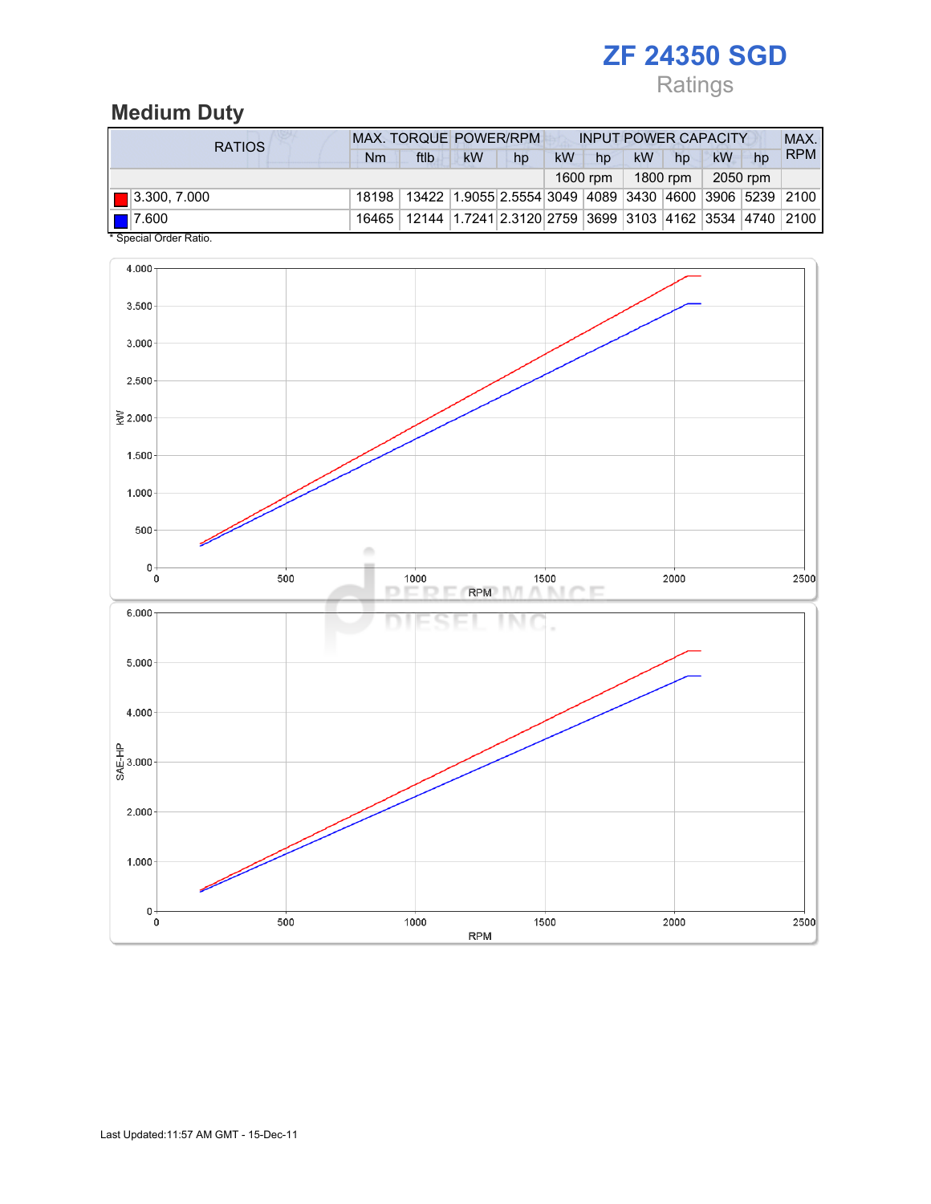# ZF 24350 SGD

Ratings

## Medium Duty

| RATIOS | MAX. TORQUE | | POWER/RPM | | INPUT POWER CAPACITY | | | | | | MAX. RPM |
|---|---|---|---|---|---|---|---|---|---|---|---|
| | Nm | ftlb | kW | hp | kW | hp | kW | hp | kW | hp | |
| | | | | | 1600 rpm | | 1800 rpm | | 2050 rpm | | |
| 3.300, 7.000 | 18198 | 13422 | 1.9055 | 2.5554 | 3049 | 4089 | 3430 | 4600 | 3906 | 5239 | 2100 |
| 7.600 | 16465 | 12144 | 1.7241 | 2.3120 | 2759 | 3699 | 3103 | 4162 | 3534 | 4740 | 2100 |

* Special Order Ratio.

Last Updated:11:57 AM GMT - 15-Dec-11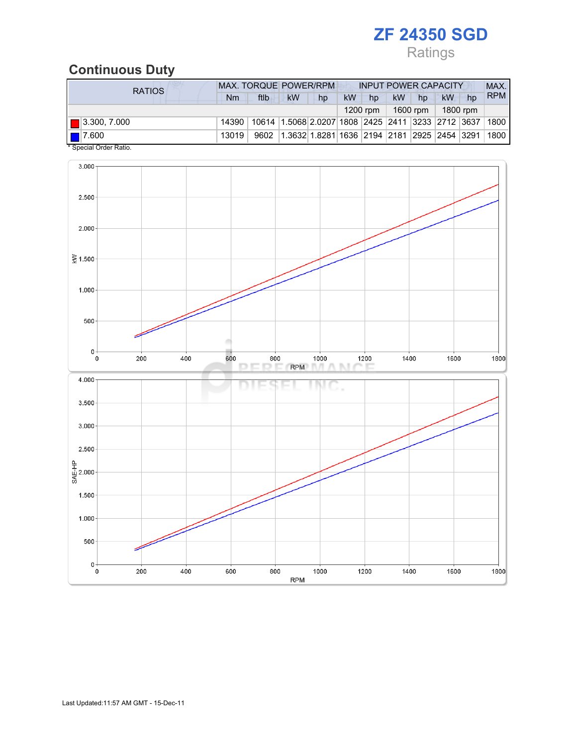# ZF 24350 SGD

Ratings

## Continuous Duty

| RATIOS | MAX. TORQUE | | POWER/RPM | | INPUT POWER CAPACITY | | | | | | MAX. RPM |
|---|---|---|---|---|---|---|---|---|---|---|---|
| | Nm | ftlb | kW | hp | kW | hp | kW | hp | kW | hp | |
| | | | | | 1200 rpm | | 1600 rpm | | 1800 rpm | | |
| 3.300, 7.000 | 14390 | 10614 | 1.5068 | 2.0207 | 1808 | 2425 | 2411 | 3233 | 2712 | 3637 | 1800 |
| 7.600 | 13019 | 9602 | 1.3632 | 1.8281 | 1636 | 2194 | 2181 | 2925 | 2454 | 3291 | 1800 |

* Special Order Ratio.

Last Updated:11:57 AM GMT - 15-Dec-11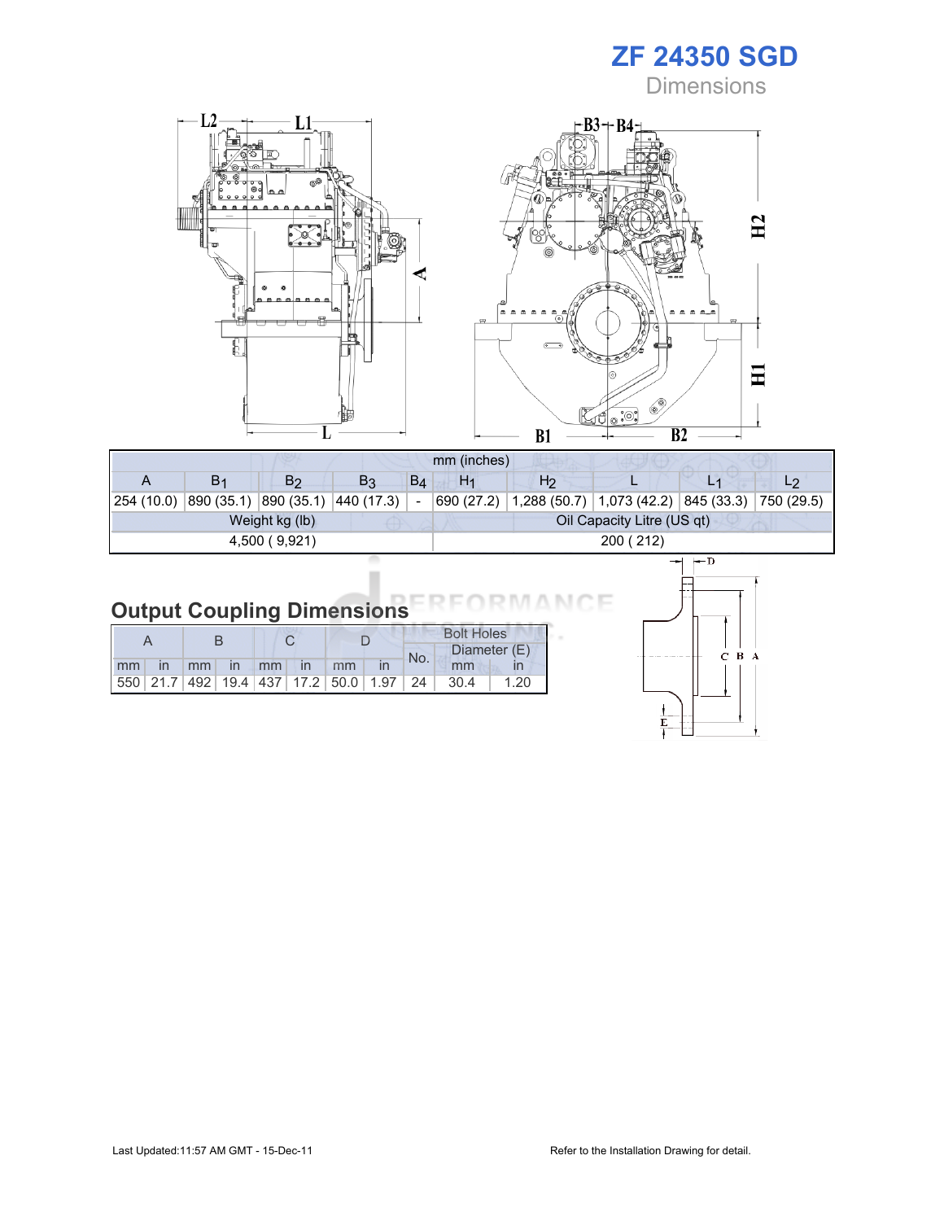# ZF 24350 SGD

Dimensions

| mm (inches) | | | | | | | | | |
|---|---|---|---|---|---|---|---|---|---|
| A | $B_1$ | $B_2$ | $B_3$ | $B_4$ | $H_1$ | $H_2$ | L | $L_1$ | $L_2$ |
| 254 (10.0) | 890 (35.1) | 890 (35.1) | 440 (17.3) | - | 690 (27.2) | 1,288 (50.7) | 1,073 (42.2) | 845 (33.3) | 750 (29.5) |
| Weight kg (lb) | | | | | Oil Capacity Litre (US qt) | | | | |
| 4,500 ( 9,921) | | | | | 200 ( 212) | | | | |

## Output Coupling Dimensions

| A | | B | | C | | D | | Bolt Holes | | |
|---|---|---|---|---|---|---|---|---|---|---|
| | | | | | | | | No. | Diameter (E) | |
| mm | in | mm | in | mm | in | mm | in | | mm | in |
| 550 | 21.7 | 492 | 19.4 | 437 | 17.2 | 50.0 | 1.97 | 24 | 30.4 | 1.20 |

Last Updated:11:57 AM GMT - 15-Dec-11

Refer to the Installation Drawing for detail.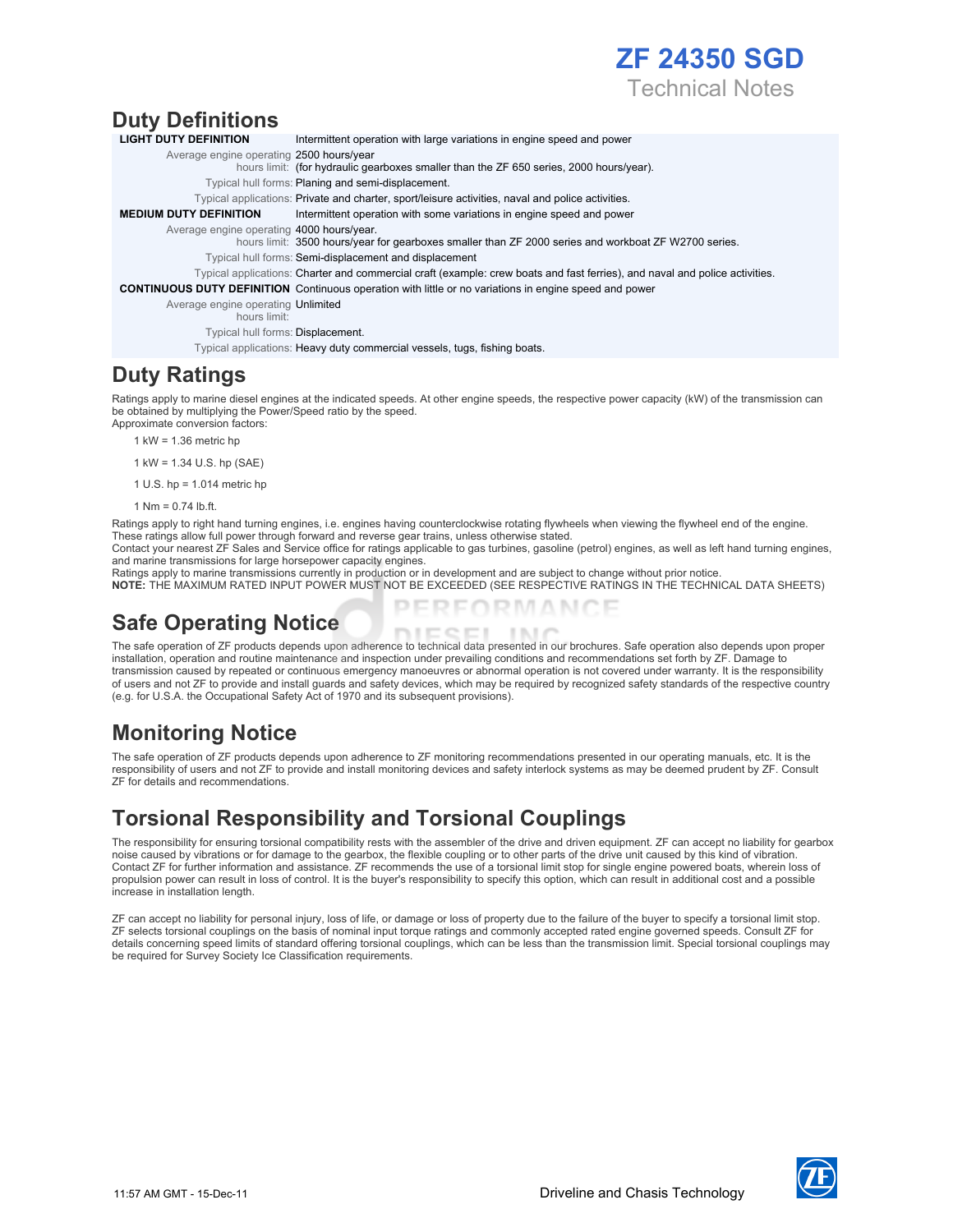# ZF 24350 SGD

Technical Notes

## Duty Definitions

| | |
|---|---|
| **LIGHT DUTY DEFINITION** | Intermittent operation with large variations in engine speed and power |
| Average engine operating hours limit: | 2500 hours/year (for hydraulic gearboxes smaller than the ZF 650 series, 2000 hours/year). |
| Typical hull forms: | Planing and semi-displacement. |
| Typical applications: | Private and charter, sport/leisure activities, naval and police activities. |
| **MEDIUM DUTY DEFINITION** | Intermittent operation with some variations in engine speed and power |
| Average engine operating hours limit: | 4000 hours/year. 3500 hours/year for gearboxes smaller than ZF 2000 series and workboat ZF W2700 series. |
| Typical hull forms: | Semi-displacement and displacement |
| Typical applications: | Charter and commercial craft (example: crew boats and fast ferries), and naval and police activities. |
| **CONTINUOUS DUTY DEFINITION** | Continuous operation with little or no variations in engine speed and power |
| Average engine operating hours limit: | Unlimited |
| Typical hull forms: | Displacement. |
| Typical applications: | Heavy duty commercial vessels, tugs, fishing boats. |

## Duty Ratings

Ratings apply to marine diesel engines at the indicated speeds. At other engine speeds, the respective power capacity (kW) of the transmission can be obtained by multiplying the Power/Speed ratio by the speed.
Approximate conversion factors:

1 kW = 1.36 metric hp

1 kW = 1.34 U.S. hp (SAE)

1 U.S. hp = 1.014 metric hp

1 Nm = 0.74 lb.ft.

Ratings apply to right hand turning engines, i.e. engines having counterclockwise rotating flywheels when viewing the flywheel end of the engine. These ratings allow full power through forward and reverse gear trains, unless otherwise stated.
Contact your nearest ZF Sales and Service office for ratings applicable to gas turbines, gasoline (petrol) engines, as well as left hand turning engines, and marine transmissions for large horsepower capacity engines.
Ratings apply to marine transmissions currently in production or in development and are subject to change without prior notice.
**NOTE:** THE MAXIMUM RATED INPUT POWER MUST NOT BE EXCEEDED (SEE RESPECTIVE RATINGS IN THE TECHNICAL DATA SHEETS)

## Safe Operating Notice

The safe operation of ZF products depends upon adherence to technical data presented in our brochures. Safe operation also depends upon proper installation, operation and routine maintenance and inspection under prevailing conditions and recommendations set forth by ZF. Damage to transmission caused by repeated or continuous emergency manoeuvres or abnormal operation is not covered under warranty. It is the responsibility of users and not ZF to provide and install guards and safety devices, which may be required by recognized safety standards of the respective country (e.g. for U.S.A. the Occupational Safety Act of 1970 and its subsequent provisions).

## Monitoring Notice

The safe operation of ZF products depends upon adherence to ZF monitoring recommendations presented in our operating manuals, etc. It is the responsibility of users and not ZF to provide and install monitoring devices and safety interlock systems as may be deemed prudent by ZF. Consult ZF for details and recommendations.

## Torsional Responsibility and Torsional Couplings

The responsibility for ensuring torsional compatibility rests with the assembler of the drive and driven equipment. ZF can accept no liability for gearbox noise caused by vibrations or for damage to the gearbox, the flexible coupling or to other parts of the drive unit caused by this kind of vibration. Contact ZF for further information and assistance. ZF recommends the use of a torsional limit stop for single engine powered boats, wherein loss of propulsion power can result in loss of control. It is the buyer's responsibility to specify this option, which can result in additional cost and a possible increase in installation length.

ZF can accept no liability for personal injury, loss of life, or damage or loss of property due to the failure of the buyer to specify a torsional limit stop. ZF selects torsional couplings on the basis of nominal input torque ratings and commonly accepted rated engine governed speeds. Consult ZF for details concerning speed limits of standard offering torsional couplings, which can be less than the transmission limit. Special torsional couplings may be required for Survey Society Ice Classification requirements.